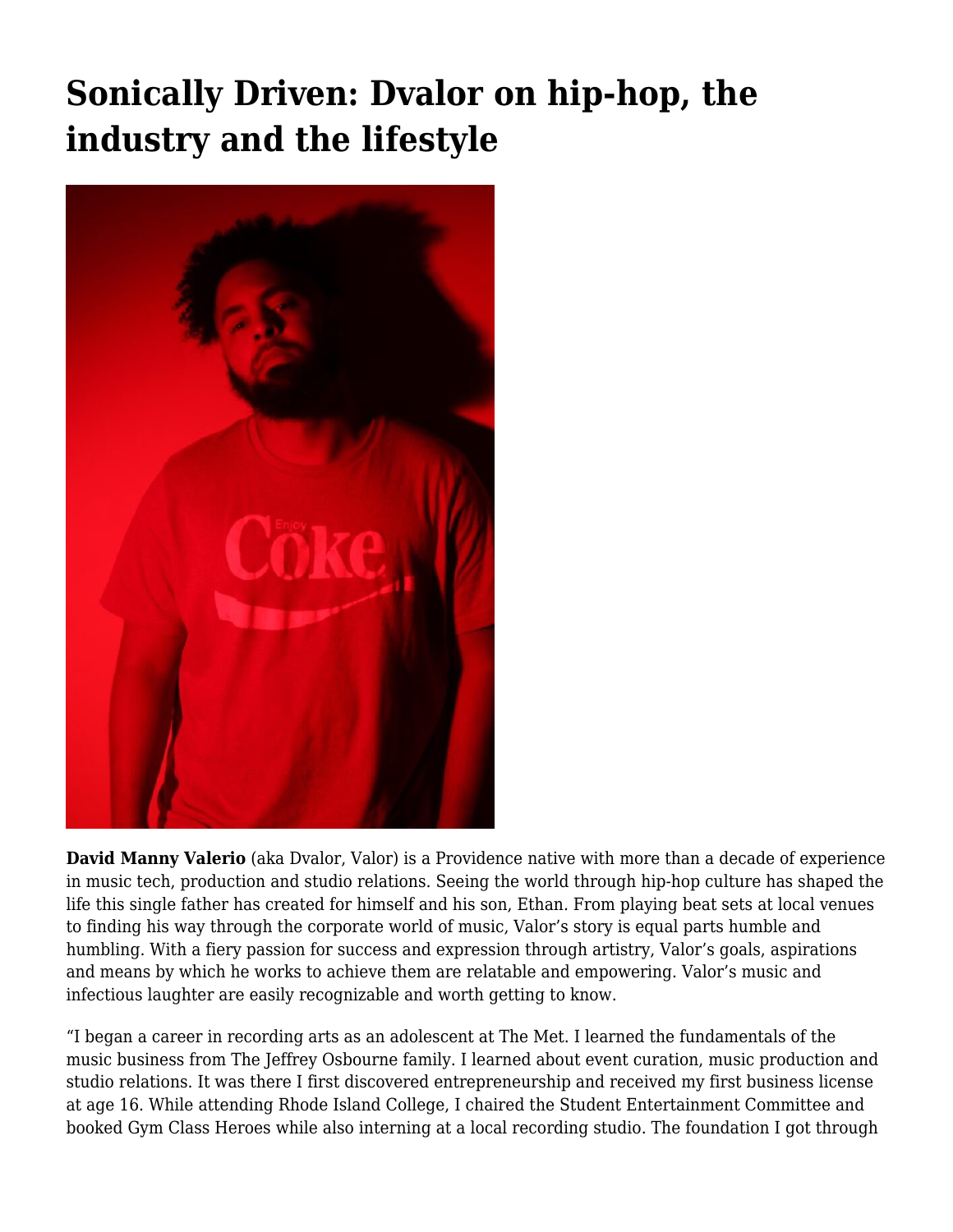# Sonically Driven: Dvalor on hip-hop, the industry and the lifestyle

**David Manny Valerio** (aka Dvalor, Valor) is a Providence native with more than a decade of experience in music tech, production and studio relations. Seeing the world through hip-hop culture has shaped the life this single father has created for himself and his son, Ethan. From playing beat sets at local venues to finding his way through the corporate world of music, Valor's story is equal parts humble and humbling. With a fiery passion for success and expression through artistry, Valor's goals, aspirations and means by which he works to achieve them are relatable and empowering. Valor's music and infectious laughter are easily recognizable and worth getting to know.

"I began a career in recording arts as an adolescent at The Met. I learned the fundamentals of the music business from The Jeffrey Osbourne family. I learned about event curation, music production and studio relations. It was there I first discovered entrepreneurship and received my first business license at age 16. While attending Rhode Island College, I chaired the Student Entertainment Committee and booked Gym Class Heroes while also interning at a local recording studio. The foundation I got through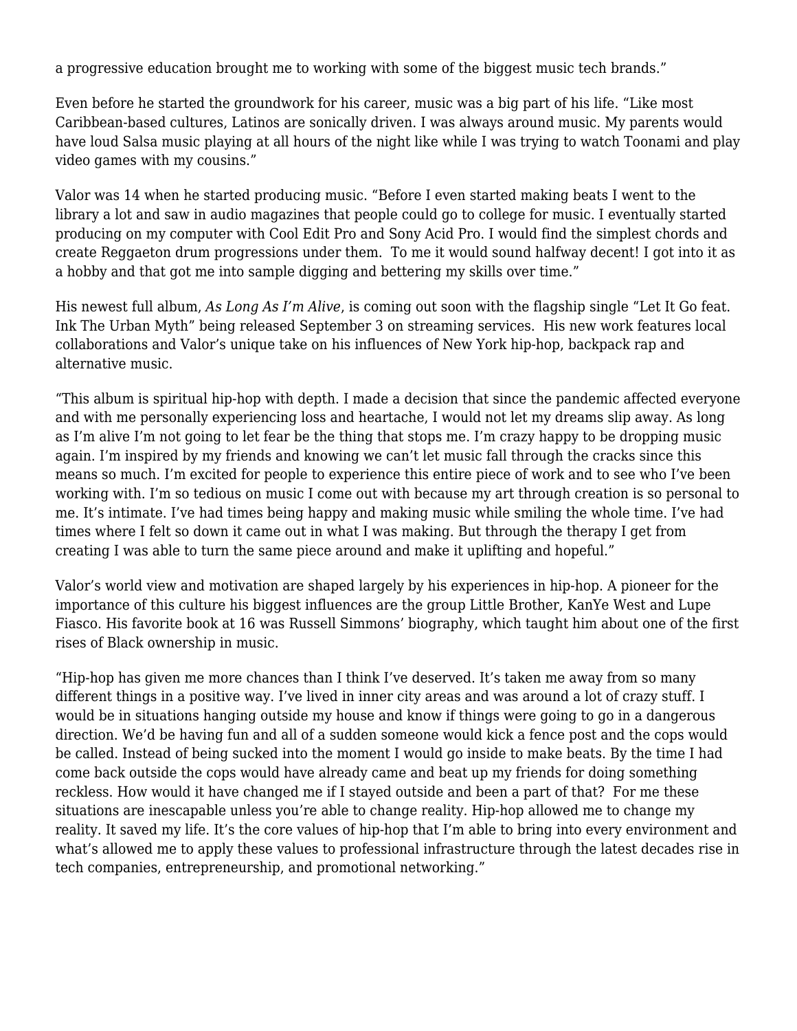a progressive education brought me to working with some of the biggest music tech brands."

Even before he started the groundwork for his career, music was a big part of his life. "Like most Caribbean-based cultures, Latinos are sonically driven. I was always around music. My parents would have loud Salsa music playing at all hours of the night like while I was trying to watch Toonami and play video games with my cousins."

Valor was 14 when he started producing music. "Before I even started making beats I went to the library a lot and saw in audio magazines that people could go to college for music. I eventually started producing on my computer with Cool Edit Pro and Sony Acid Pro. I would find the simplest chords and create Reggaeton drum progressions under them. To me it would sound halfway decent! I got into it as a hobby and that got me into sample digging and bettering my skills over time."

His newest full album, *As Long As I'm Alive*, is coming out soon with the flagship single "Let It Go feat. Ink The Urban Myth" being released September 3 on streaming services. His new work features local collaborations and Valor's unique take on his influences of New York hip-hop, backpack rap and alternative music.

"This album is spiritual hip-hop with depth. I made a decision that since the pandemic affected everyone and with me personally experiencing loss and heartache, I would not let my dreams slip away. As long as I'm alive I'm not going to let fear be the thing that stops me. I'm crazy happy to be dropping music again. I'm inspired by my friends and knowing we can't let music fall through the cracks since this means so much. I'm excited for people to experience this entire piece of work and to see who I've been working with. I'm so tedious on music I come out with because my art through creation is so personal to me. It's intimate. I've had times being happy and making music while smiling the whole time. I've had times where I felt so down it came out in what I was making. But through the therapy I get from creating I was able to turn the same piece around and make it uplifting and hopeful."

Valor's world view and motivation are shaped largely by his experiences in hip-hop. A pioneer for the importance of this culture his biggest influences are the group Little Brother, KanYe West and Lupe Fiasco. His favorite book at 16 was Russell Simmons' biography, which taught him about one of the first rises of Black ownership in music.

"Hip-hop has given me more chances than I think I've deserved. It's taken me away from so many different things in a positive way. I've lived in inner city areas and was around a lot of crazy stuff. I would be in situations hanging outside my house and know if things were going to go in a dangerous direction. We'd be having fun and all of a sudden someone would kick a fence post and the cops would be called. Instead of being sucked into the moment I would go inside to make beats. By the time I had come back outside the cops would have already came and beat up my friends for doing something reckless. How would it have changed me if I stayed outside and been a part of that? For me these situations are inescapable unless you're able to change reality. Hip-hop allowed me to change my reality. It saved my life. It's the core values of hip-hop that I'm able to bring into every environment and what's allowed me to apply these values to professional infrastructure through the latest decades rise in tech companies, entrepreneurship, and promotional networking."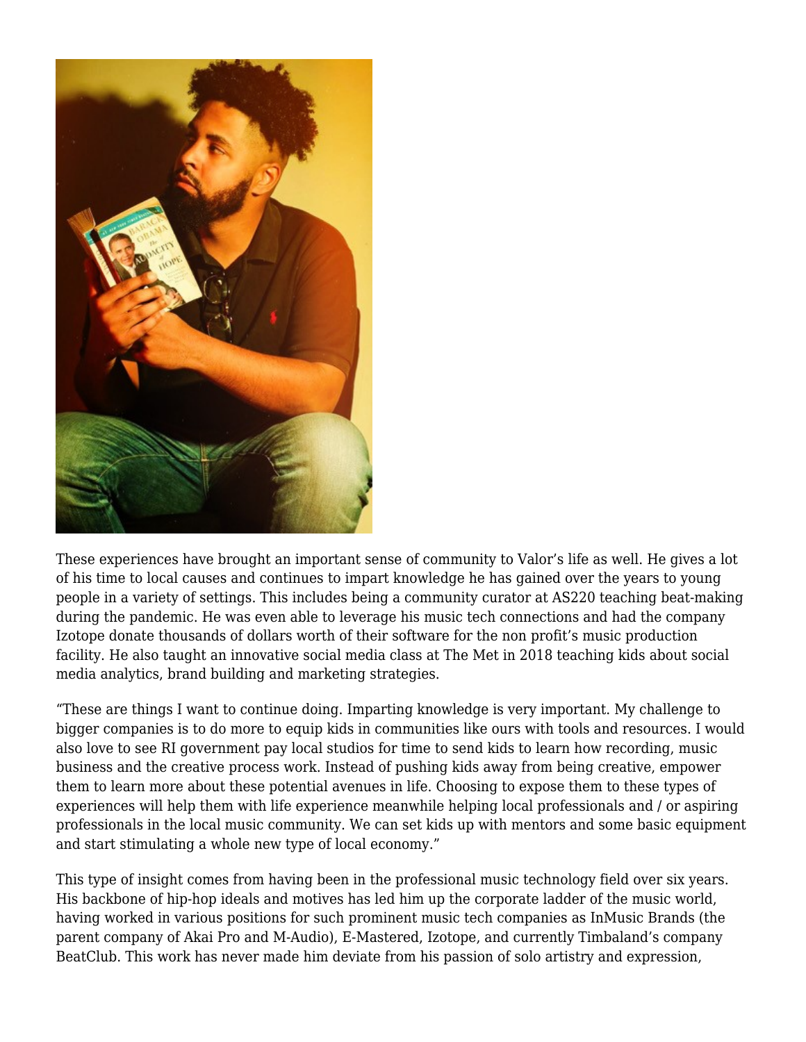These experiences have brought an important sense of community to Valor's life as well. He gives a lot of his time to local causes and continues to impart knowledge he has gained over the years to young people in a variety of settings. This includes being a community curator at AS220 teaching beat-making during the pandemic. He was even able to leverage his music tech connections and had the company Izotope donate thousands of dollars worth of their software for the non profit's music production facility. He also taught an innovative social media class at The Met in 2018 teaching kids about social media analytics, brand building and marketing strategies.

"These are things I want to continue doing. Imparting knowledge is very important. My challenge to bigger companies is to do more to equip kids in communities like ours with tools and resources. I would also love to see RI government pay local studios for time to send kids to learn how recording, music business and the creative process work. Instead of pushing kids away from being creative, empower them to learn more about these potential avenues in life. Choosing to expose them to these types of experiences will help them with life experience meanwhile helping local professionals and / or aspiring professionals in the local music community. We can set kids up with mentors and some basic equipment and start stimulating a whole new type of local economy."

This type of insight comes from having been in the professional music technology field over six years. His backbone of hip-hop ideals and motives has led him up the corporate ladder of the music world, having worked in various positions for such prominent music tech companies as InMusic Brands (the parent company of Akai Pro and M-Audio), E-Mastered, Izotope, and currently Timbaland's company BeatClub. This work has never made him deviate from his passion of solo artistry and expression,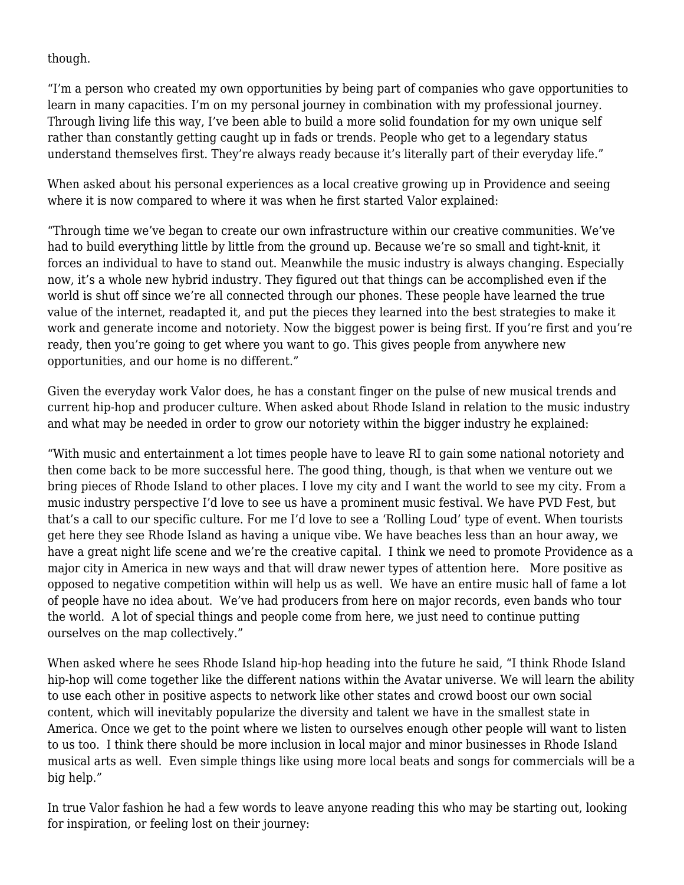though.

"I'm a person who created my own opportunities by being part of companies who gave opportunities to learn in many capacities. I'm on my personal journey in combination with my professional journey. Through living life this way, I've been able to build a more solid foundation for my own unique self rather than constantly getting caught up in fads or trends. People who get to a legendary status understand themselves first. They're always ready because it's literally part of their everyday life."

When asked about his personal experiences as a local creative growing up in Providence and seeing where it is now compared to where it was when he first started Valor explained:

"Through time we've began to create our own infrastructure within our creative communities. We've had to build everything little by little from the ground up. Because we're so small and tight-knit, it forces an individual to have to stand out. Meanwhile the music industry is always changing. Especially now, it's a whole new hybrid industry. They figured out that things can be accomplished even if the world is shut off since we're all connected through our phones. These people have learned the true value of the internet, readapted it, and put the pieces they learned into the best strategies to make it work and generate income and notoriety. Now the biggest power is being first. If you're first and you're ready, then you're going to get where you want to go. This gives people from anywhere new opportunities, and our home is no different."

Given the everyday work Valor does, he has a constant finger on the pulse of new musical trends and current hip-hop and producer culture. When asked about Rhode Island in relation to the music industry and what may be needed in order to grow our notoriety within the bigger industry he explained:

"With music and entertainment a lot times people have to leave RI to gain some national notoriety and then come back to be more successful here. The good thing, though, is that when we venture out we bring pieces of Rhode Island to other places. I love my city and I want the world to see my city. From a music industry perspective I'd love to see us have a prominent music festival. We have PVD Fest, but that's a call to our specific culture. For me I'd love to see a 'Rolling Loud' type of event. When tourists get here they see Rhode Island as having a unique vibe. We have beaches less than an hour away, we have a great night life scene and we're the creative capital. I think we need to promote Providence as a major city in America in new ways and that will draw newer types of attention here. More positive as opposed to negative competition within will help us as well. We have an entire music hall of fame a lot of people have no idea about. We've had producers from here on major records, even bands who tour the world. A lot of special things and people come from here, we just need to continue putting ourselves on the map collectively."

When asked where he sees Rhode Island hip-hop heading into the future he said, "I think Rhode Island hip-hop will come together like the different nations within the Avatar universe. We will learn the ability to use each other in positive aspects to network like other states and crowd boost our own social content, which will inevitably popularize the diversity and talent we have in the smallest state in America. Once we get to the point where we listen to ourselves enough other people will want to listen to us too. I think there should be more inclusion in local major and minor businesses in Rhode Island musical arts as well. Even simple things like using more local beats and songs for commercials will be a big help."

In true Valor fashion he had a few words to leave anyone reading this who may be starting out, looking for inspiration, or feeling lost on their journey: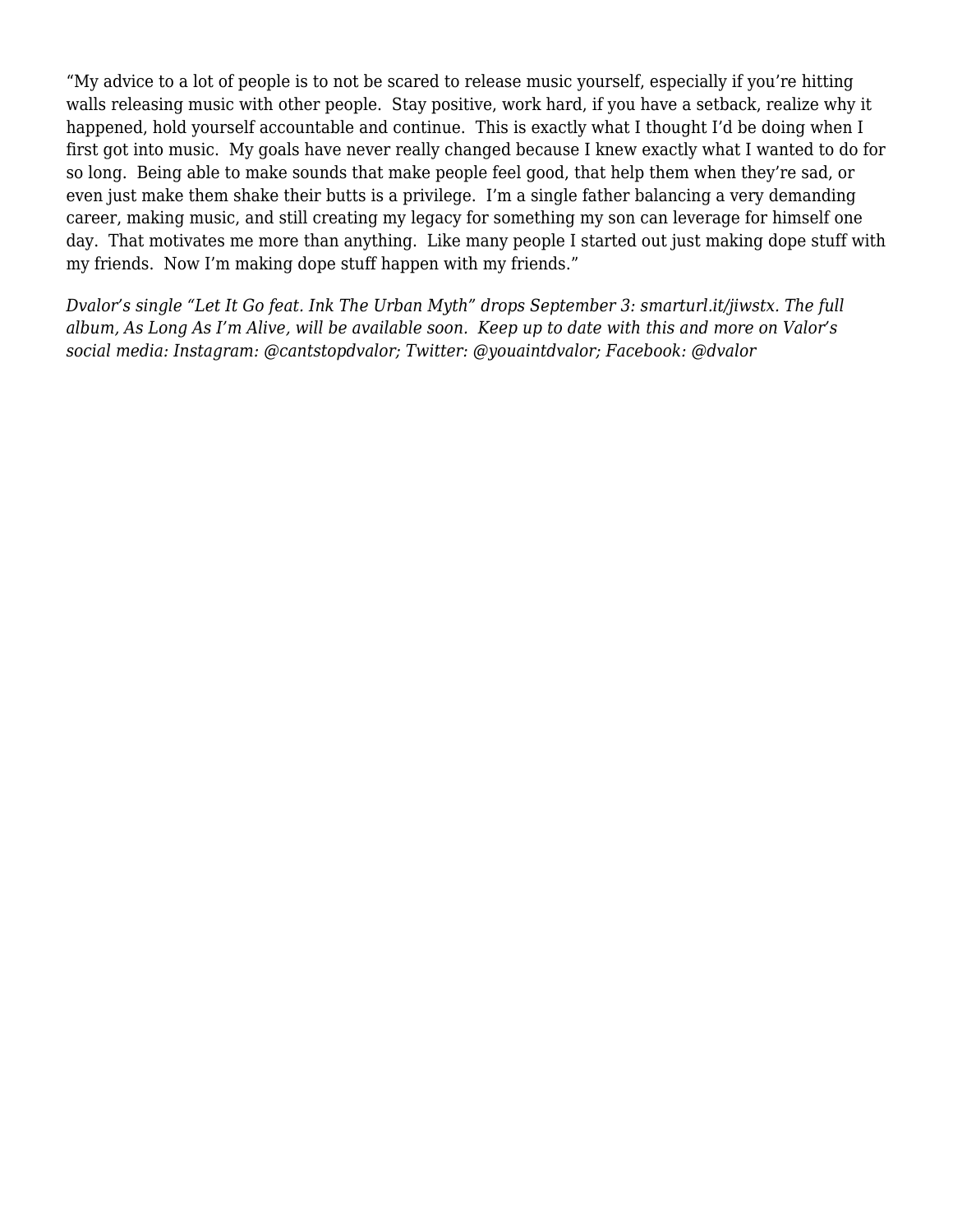"My advice to a lot of people is to not be scared to release music yourself, especially if you're hitting walls releasing music with other people.  Stay positive, work hard, if you have a setback, realize why it happened, hold yourself accountable and continue.  This is exactly what I thought I'd be doing when I first got into music.  My goals have never really changed because I knew exactly what I wanted to do for so long.  Being able to make sounds that make people feel good, that help them when they're sad, or even just make them shake their butts is a privilege.  I'm a single father balancing a very demanding career, making music, and still creating my legacy for something my son can leverage for himself one day.  That motivates me more than anything.  Like many people I started out just making dope stuff with my friends.  Now I'm making dope stuff happen with my friends."

*Dvalor's single "Let It Go feat. Ink The Urban Myth" drops September 3: smarturl.it/jiwstx. The full album, As Long As I'm Alive, will be available soon.  Keep up to date with this and more on Valor's social media: Instagram: @cantstopdvalor; Twitter: @youaintdvalor; Facebook: @dvalor*